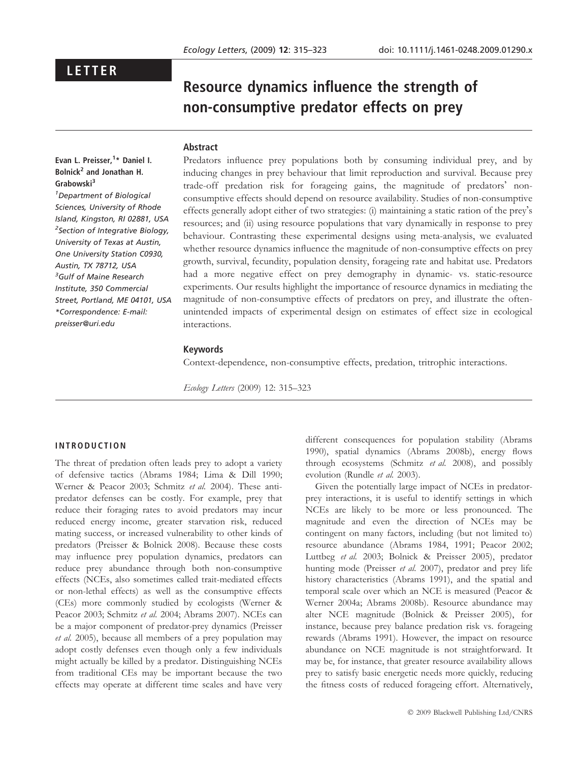LETTER

# Resource dynamics influence the strength of non-consumptive predator effects on prey

**Evan L. Preisser,[1]* Daniel I. Bolnick[2] and Jonathan H. Grabowski[3]**

[1]*Department of Biological Sciences, University of Rhode Island, Kingston, RI 02881, USA*
[2]*Section of Integrative Biology, University of Texas at Austin, One University Station C0930, Austin, TX 78712, USA*
[3]*Gulf of Maine Research Institute, 350 Commercial Street, Portland, ME 04101, USA*
*Correspondence: E-mail: preisser@uri.edu*

## Abstract

Predators influence prey populations both by consuming individual prey, and by inducing changes in prey behaviour that limit reproduction and survival. Because prey trade-off predation risk for forageing gains, the magnitude of predators' non-consumptive effects should depend on resource availability. Studies of non-consumptive effects generally adopt either of two strategies: (i) maintaining a static ration of the prey's resources; and (ii) using resource populations that vary dynamically in response to prey behaviour. Contrasting these experimental designs using meta-analysis, we evaluated whether resource dynamics influence the magnitude of non-consumptive effects on prey growth, survival, fecundity, population density, forageing rate and habitat use. Predators had a more negative effect on prey demography in dynamic- vs. static-resource experiments. Our results highlight the importance of resource dynamics in mediating the magnitude of non-consumptive effects of predators on prey, and illustrate the often-unintended impacts of experimental design on estimates of effect size in ecological interactions.

### Keywords

Context-dependence, non-consumptive effects, predation, tritrophic interactions.

*Ecology Letters* (2009) 12: 315–323

## INTRODUCTION

The threat of predation often leads prey to adopt a variety of defensive tactics (Abrams 1984; Lima & Dill 1990; Werner & Peacor 2003; Schmitz *et al.* 2004). These anti-predator defenses can be costly. For example, prey that reduce their foraging rates to avoid predators may incur reduced energy income, greater starvation risk, reduced mating success, or increased vulnerability to other kinds of predators (Preisser & Bolnick 2008). Because these costs may influence prey population dynamics, predators can reduce prey abundance through both non-consumptive effects (NCEs, also sometimes called trait-mediated effects or non-lethal effects) as well as the consumptive effects (CEs) more commonly studied by ecologists (Werner & Peacor 2003; Schmitz *et al.* 2004; Abrams 2007). NCEs can be a major component of predator-prey dynamics (Preisser *et al.* 2005), because all members of a prey population may adopt costly defenses even though only a few individuals might actually be killed by a predator. Distinguishing NCEs from traditional CEs may be important because the two effects may operate at different time scales and have very different consequences for population stability (Abrams 1990), spatial dynamics (Abrams 2008b), energy flows through ecosystems (Schmitz *et al.* 2008), and possibly evolution (Rundle *et al.* 2003).

Given the potentially large impact of NCEs in predator-prey interactions, it is useful to identify settings in which NCEs are likely to be more or less pronounced. The magnitude and even the direction of NCEs may be contingent on many factors, including (but not limited to) resource abundance (Abrams 1984, 1991; Peacor 2002; Luttbeg *et al.* 2003; Bolnick & Preisser 2005), predator hunting mode (Preisser *et al.* 2007), predator and prey life history characteristics (Abrams 1991), and the spatial and temporal scale over which an NCE is measured (Peacor & Werner 2004a; Abrams 2008b). Resource abundance may alter NCE magnitude (Bolnick & Preisser 2005), for instance, because prey balance predation risk vs. forageing rewards (Abrams 1991). However, the impact on resource abundance on NCE magnitude is not straightforward. It may be, for instance, that greater resource availability allows prey to satisfy basic energetic needs more quickly, reducing the fitness costs of reduced forageing effort. Alternatively,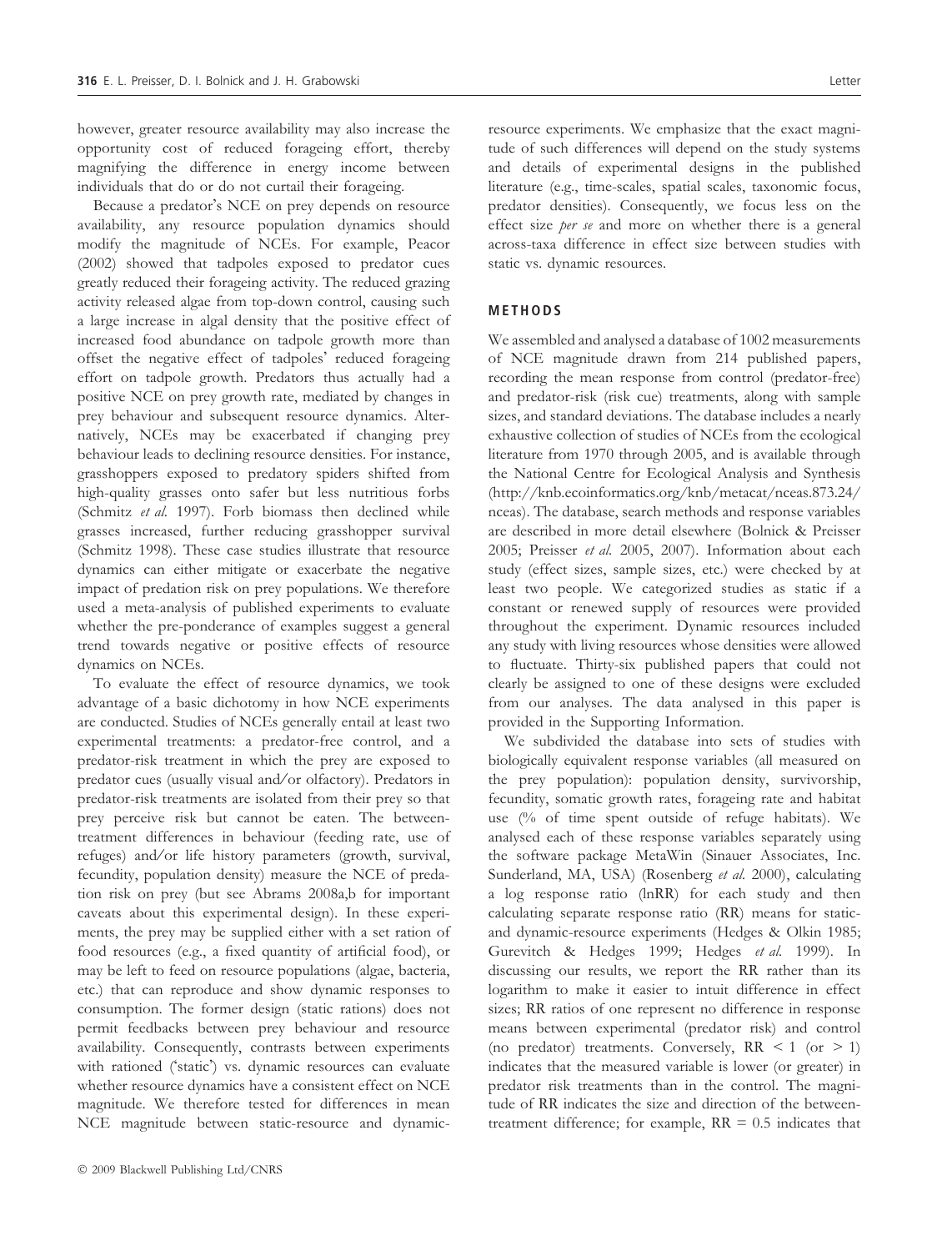however, greater resource availability may also increase the opportunity cost of reduced forageing effort, thereby magnifying the difference in energy income between individuals that do or do not curtail their forageing.

Because a predator's NCE on prey depends on resource availability, any resource population dynamics should modify the magnitude of NCEs. For example, Peacor (2002) showed that tadpoles exposed to predator cues greatly reduced their forageing activity. The reduced grazing activity released algae from top-down control, causing such a large increase in algal density that the positive effect of increased food abundance on tadpole growth more than offset the negative effect of tadpoles' reduced forageing effort on tadpole growth. Predators thus actually had a positive NCE on prey growth rate, mediated by changes in prey behaviour and subsequent resource dynamics. Alternatively, NCEs may be exacerbated if changing prey behaviour leads to declining resource densities. For instance, grasshoppers exposed to predatory spiders shifted from high-quality grasses onto safer but less nutritious forbs (Schmitz *et al.* 1997). Forb biomass then declined while grasses increased, further reducing grasshopper survival (Schmitz 1998). These case studies illustrate that resource dynamics can either mitigate or exacerbate the negative impact of predation risk on prey populations. We therefore used a meta-analysis of published experiments to evaluate whether the pre-ponderance of examples suggest a general trend towards negative or positive effects of resource dynamics on NCEs.

To evaluate the effect of resource dynamics, we took advantage of a basic dichotomy in how NCE experiments are conducted. Studies of NCEs generally entail at least two experimental treatments: a predator-free control, and a predator-risk treatment in which the prey are exposed to predator cues (usually visual and/or olfactory). Predators in predator-risk treatments are isolated from their prey so that prey perceive risk but cannot be eaten. The between-treatment differences in behaviour (feeding rate, use of refuges) and/or life history parameters (growth, survival, fecundity, population density) measure the NCE of predation risk on prey (but see Abrams 2008a,b for important caveats about this experimental design). In these experiments, the prey may be supplied either with a set ration of food resources (e.g., a fixed quantity of artificial food), or may be left to feed on resource populations (algae, bacteria, etc.) that can reproduce and show dynamic responses to consumption. The former design (static rations) does not permit feedbacks between prey behaviour and resource availability. Consequently, contrasts between experiments with rationed ('static') vs. dynamic resources can evaluate whether resource dynamics have a consistent effect on NCE magnitude. We therefore tested for differences in mean NCE magnitude between static-resource and dynamic-resource experiments. We emphasize that the exact magnitude of such differences will depend on the study systems and details of experimental designs in the published literature (e.g., time-scales, spatial scales, taxonomic focus, predator densities). Consequently, we focus less on the effect size *per se* and more on whether there is a general across-taxa difference in effect size between studies with static vs. dynamic resources.

## METHODS

We assembled and analysed a database of 1002 measurements of NCE magnitude drawn from 214 published papers, recording the mean response from control (predator-free) and predator-risk (risk cue) treatments, along with sample sizes, and standard deviations. The database includes a nearly exhaustive collection of studies of NCEs from the ecological literature from 1970 through 2005, and is available through the National Centre for Ecological Analysis and Synthesis (http://knb.ecoinformatics.org/knb/metacat/nceas.873.24/nceas). The database, search methods and response variables are described in more detail elsewhere (Bolnick & Preisser 2005; Preisser *et al.* 2005, 2007). Information about each study (effect sizes, sample sizes, etc.) were checked by at least two people. We categorized studies as static if a constant or renewed supply of resources were provided throughout the experiment. Dynamic resources included any study with living resources whose densities were allowed to fluctuate. Thirty-six published papers that could not clearly be assigned to one of these designs were excluded from our analyses. The data analysed in this paper is provided in the Supporting Information.

We subdivided the database into sets of studies with biologically equivalent response variables (all measured on the prey population): population density, survivorship, fecundity, somatic growth rates, forageing rate and habitat use (% of time spent outside of refuge habitats). We analysed each of these response variables separately using the software package MetaWin (Sinauer Associates, Inc. Sunderland, MA, USA) (Rosenberg *et al.* 2000), calculating a log response ratio (lnRR) for each study and then calculating separate response ratio (RR) means for static- and dynamic-resource experiments (Hedges & Olkin 1985; Gurevitch & Hedges 1999; Hedges *et al.* 1999). In discussing our results, we report the RR rather than its logarithm to make it easier to intuit difference in effect sizes; RR ratios of one represent no difference in response means between experimental (predator risk) and control (no predator) treatments. Conversely, $RR < 1$ (or $> 1$) indicates that the measured variable is lower (or greater) in predator risk treatments than in the control. The magnitude of RR indicates the size and direction of the between-treatment difference; for example, $RR = 0.5$ indicates that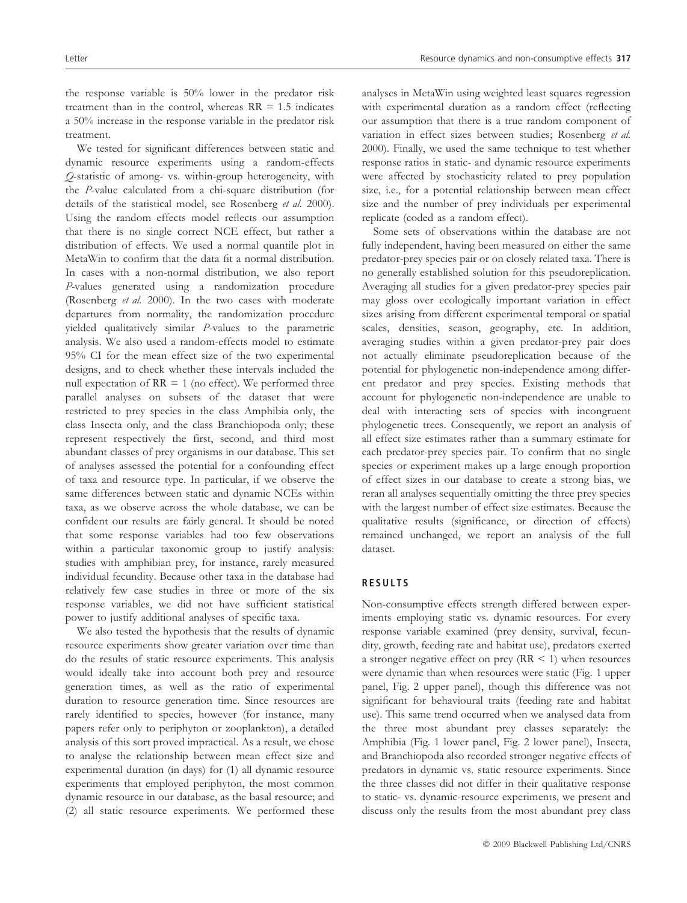the response variable is 50% lower in the predator risk treatment than in the control, whereas RR = 1.5 indicates a 50% increase in the response variable in the predator risk treatment.

We tested for significant differences between static and dynamic resource experiments using a random-effects $Q$-statistic of among- vs. within-group heterogeneity, with the $P$-value calculated from a chi-square distribution (for details of the statistical model, see Rosenberg *et al.* 2000). Using the random effects model reflects our assumption that there is no single correct NCE effect, but rather a distribution of effects. We used a normal quantile plot in MetaWin to confirm that the data fit a normal distribution. In cases with a non-normal distribution, we also report $P$-values generated using a randomization procedure (Rosenberg *et al.* 2000). In the two cases with moderate departures from normality, the randomization procedure yielded qualitatively similar $P$-values to the parametric analysis. We also used a random-effects model to estimate 95% CI for the mean effect size of the two experimental designs, and to check whether these intervals included the null expectation of RR = 1 (no effect). We performed three parallel analyses on subsets of the dataset that were restricted to prey species in the class Amphibia only, the class Insecta only, and the class Branchiopoda only; these represent respectively the first, second, and third most abundant classes of prey organisms in our database. This set of analyses assessed the potential for a confounding effect of taxa and resource type. In particular, if we observe the same differences between static and dynamic NCEs within taxa, as we observe across the whole database, we can be confident our results are fairly general. It should be noted that some response variables had too few observations within a particular taxonomic group to justify analysis: studies with amphibian prey, for instance, rarely measured individual fecundity. Because other taxa in the database had relatively few case studies in three or more of the six response variables, we did not have sufficient statistical power to justify additional analyses of specific taxa.

We also tested the hypothesis that the results of dynamic resource experiments show greater variation over time than do the results of static resource experiments. This analysis would ideally take into account both prey and resource generation times, as well as the ratio of experimental duration to resource generation time. Since resources are rarely identified to species, however (for instance, many papers refer only to periphyton or zooplankton), a detailed analysis of this sort proved impractical. As a result, we chose to analyse the relationship between mean effect size and experimental duration (in days) for (1) all dynamic resource experiments that employed periphyton, the most common dynamic resource in our database, as the basal resource; and (2) all static resource experiments. We performed these analyses in MetaWin using weighted least squares regression with experimental duration as a random effect (reflecting our assumption that there is a true random component of variation in effect sizes between studies; Rosenberg *et al.* 2000). Finally, we used the same technique to test whether response ratios in static- and dynamic resource experiments were affected by stochasticity related to prey population size, i.e., for a potential relationship between mean effect size and the number of prey individuals per experimental replicate (coded as a random effect).

Some sets of observations within the database are not fully independent, having been measured on either the same predator-prey species pair or on closely related taxa. There is no generally established solution for this pseudoreplication. Averaging all studies for a given predator-prey species pair may gloss over ecologically important variation in effect sizes arising from different experimental temporal or spatial scales, densities, season, geography, etc. In addition, averaging studies within a given predator-prey pair does not actually eliminate pseudoreplication because of the potential for phylogenetic non-independence among different predator and prey species. Existing methods that account for phylogenetic non-independence are unable to deal with interacting sets of species with incongruent phylogenetic trees. Consequently, we report an analysis of all effect size estimates rather than a summary estimate for each predator-prey species pair. To confirm that no single species or experiment makes up a large enough proportion of effect sizes in our database to create a strong bias, we reran all analyses sequentially omitting the three prey species with the largest number of effect size estimates. Because the qualitative results (significance, or direction of effects) remained unchanged, we report an analysis of the full dataset.

## RESULTS

Non-consumptive effects strength differed between experiments employing static vs. dynamic resources. For every response variable examined (prey density, survival, fecundity, growth, feeding rate and habitat use), predators exerted a stronger negative effect on prey (RR < 1) when resources were dynamic than when resources were static (Fig. 1 upper panel, Fig. 2 upper panel), though this difference was not significant for behavioural traits (feeding rate and habitat use). This same trend occurred when we analysed data from the three most abundant prey classes separately: the Amphibia (Fig. 1 lower panel, Fig. 2 lower panel), Insecta, and Branchiopoda also recorded stronger negative effects of predators in dynamic vs. static resource experiments. Since the three classes did not differ in their qualitative response to static- vs. dynamic-resource experiments, we present and discuss only the results from the most abundant prey class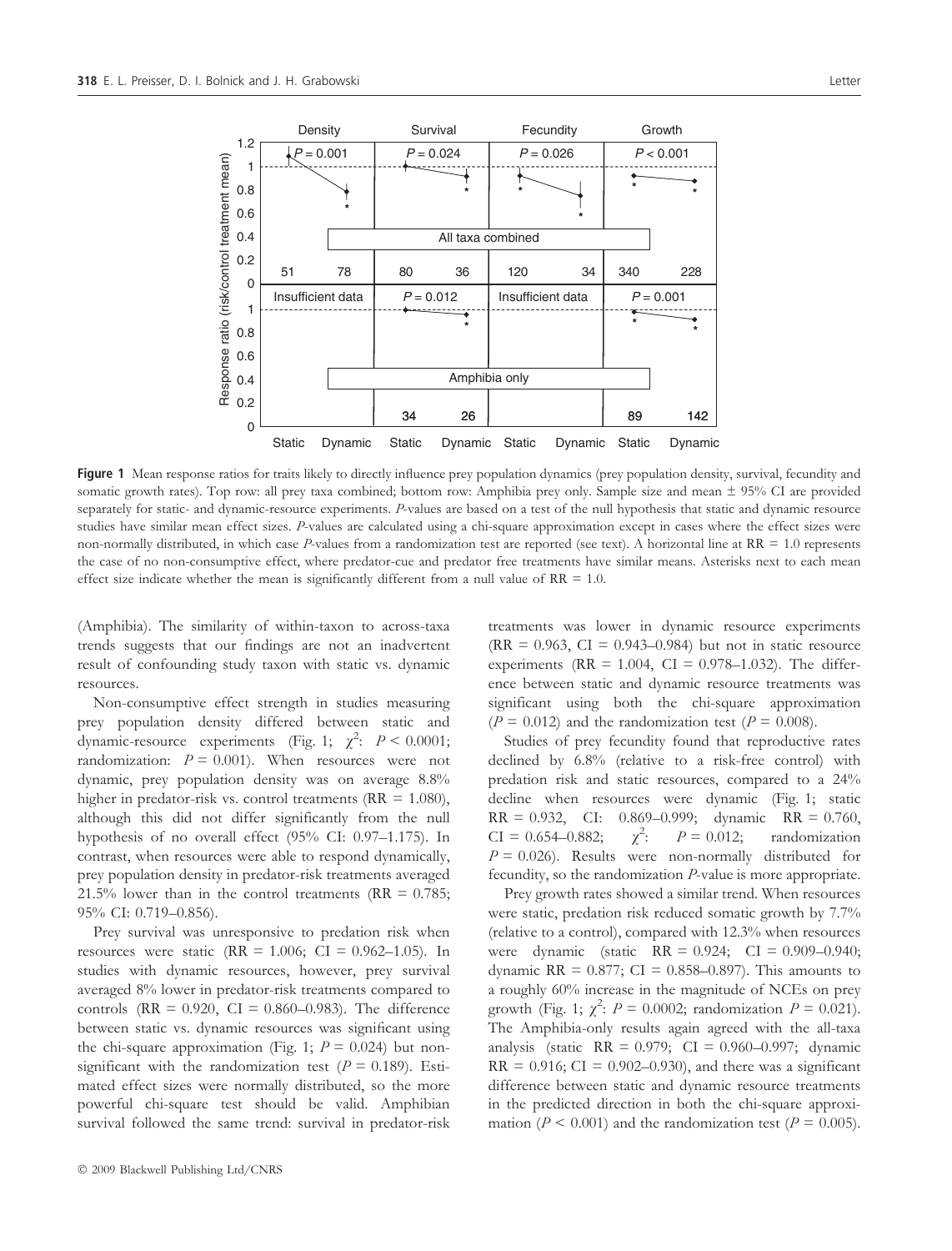**Figure 1** Mean response ratios for traits likely to directly influence prey population dynamics (prey population density, survival, fecundity and somatic growth rates). Top row: all prey taxa combined; bottom row: Amphibia prey only. Sample size and mean ± 95% CI are provided separately for static- and dynamic-resource experiments. *P*-values are based on a test of the null hypothesis that static and dynamic resource studies have similar mean effect sizes. *P*-values are calculated using a chi-square approximation except in cases where the effect sizes were non-normally distributed, in which case *P*-values from a randomization test are reported (see text). A horizontal line at RR = 1.0 represents the case of no non-consumptive effect, where predator-cue and predator free treatments have similar means. Asterisks next to each mean effect size indicate whether the mean is significantly different from a null value of RR = 1.0.

(Amphibia). The similarity of within-taxon to across-taxa trends suggests that our findings are not an inadvertent result of confounding study taxon with static vs. dynamic resources.

Non-consumptive effect strength in studies measuring prey population density differed between static and dynamic-resource experiments (Fig. 1; $\chi^2$: $P < 0.0001$; randomization: $P = 0.001$). When resources were not dynamic, prey population density was on average 8.8% higher in predator-risk vs. control treatments (RR = 1.080), although this did not differ significantly from the null hypothesis of no overall effect (95% CI: 0.97–1.175). In contrast, when resources were able to respond dynamically, prey population density in predator-risk treatments averaged 21.5% lower than in the control treatments (RR = 0.785; 95% CI: 0.719–0.856).

Prey survival was unresponsive to predation risk when resources were static (RR = 1.006; CI = 0.962–1.05). In studies with dynamic resources, however, prey survival averaged 8% lower in predator-risk treatments compared to controls (RR = 0.920, CI = 0.860–0.983). The difference between static vs. dynamic resources was significant using the chi-square approximation (Fig. 1; $P = 0.024$) but non-significant with the randomization test ($P = 0.189$). Estimated effect sizes were normally distributed, so the more powerful chi-square test should be valid. Amphibian survival followed the same trend: survival in predator-risk treatments was lower in dynamic resource experiments (RR = 0.963, CI = 0.943–0.984) but not in static resource experiments (RR = 1.004, CI = 0.978–1.032). The difference between static and dynamic resource treatments was significant using both the chi-square approximation ($P = 0.012$) and the randomization test ($P = 0.008$).

Studies of prey fecundity found that reproductive rates declined by 6.8% (relative to a risk-free control) with predation risk and static resources, compared to a 24% decline when resources were dynamic (Fig. 1; static RR = 0.932, CI: 0.869–0.999; dynamic RR = 0.760, CI = 0.654–0.882; $\chi^2$: $P = 0.012$; randomization $P = 0.026$). Results were non-normally distributed for fecundity, so the randomization *P*-value is more appropriate.

Prey growth rates showed a similar trend. When resources were static, predation risk reduced somatic growth by 7.7% (relative to a control), compared with 12.3% when resources were dynamic (static RR = 0.924; CI = 0.909–0.940; dynamic RR = 0.877; CI = 0.858–0.897). This amounts to a roughly 60% increase in the magnitude of NCEs on prey growth (Fig. 1; $\chi^2$: $P = 0.0002$; randomization $P = 0.021$). The Amphibia-only results again agreed with the all-taxa analysis (static RR = 0.979; CI = 0.960–0.997; dynamic RR = 0.916; CI = 0.902–0.930), and there was a significant difference between static and dynamic resource treatments in the predicted direction in both the chi-square approximation ($P < 0.001$) and the randomization test ($P = 0.005$).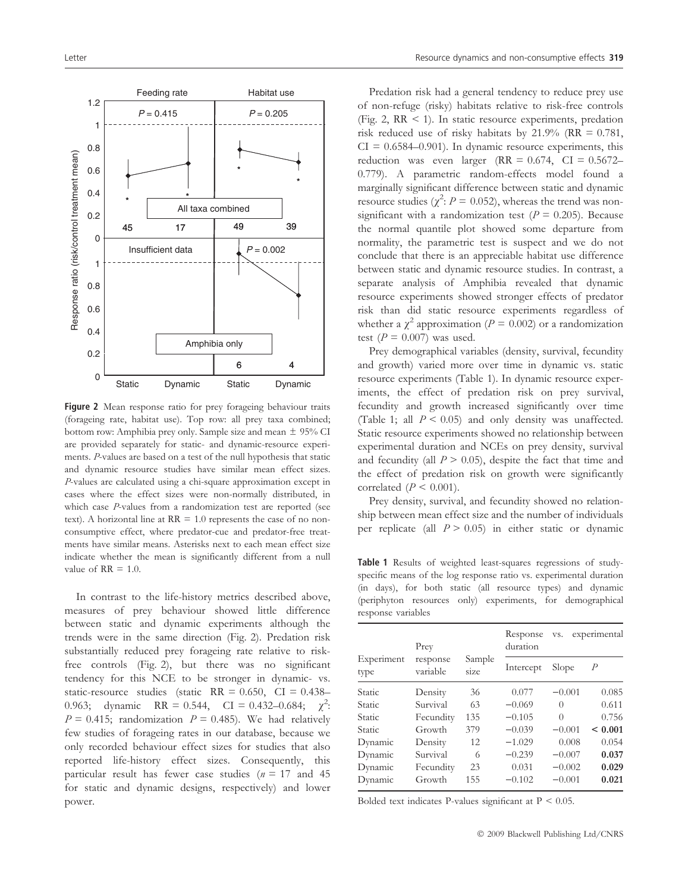**Figure 2** Mean response ratio for prey forageing behaviour traits (forageing rate, habitat use). Top row: all prey taxa combined; bottom row: Amphibia prey only. Sample size and mean ± 95% CI are provided separately for static- and dynamic-resource experiments. *P*-values are based on a test of the null hypothesis that static and dynamic resource studies have similar mean effect sizes. *P*-values are calculated using a chi-square approximation except in cases where the effect sizes were non-normally distributed, in which case *P*-values from a randomization test are reported (see text). A horizontal line at RR = 1.0 represents the case of no non-consumptive effect, where predator-cue and predator-free treatments have similar means. Asterisks next to each mean effect size indicate whether the mean is significantly different from a null value of RR = 1.0.

In contrast to the life-history metrics described above, measures of prey behaviour showed little difference between static and dynamic experiments although the trends were in the same direction (Fig. 2). Predation risk substantially reduced prey forageing rate relative to risk-free controls (Fig. 2), but there was no significant tendency for this NCE to be stronger in dynamic- vs. static-resource studies (static RR = 0.650, CI = 0.438–0.963; dynamic RR = 0.544, CI = 0.432–0.684; $\chi^2$: $P = 0.415$; randomization $P = 0.485$). We had relatively few studies of forageing rates in our database, because we only recorded behaviour effect sizes for studies that also reported life-history effect sizes. Consequently, this particular result has fewer case studies ($n = 17$ and 45 for static and dynamic designs, respectively) and lower power.

Predation risk had a general tendency to reduce prey use of non-refuge (risky) habitats relative to risk-free controls (Fig. 2, RR < 1). In static resource experiments, predation risk reduced use of risky habitats by 21.9% (RR = 0.781, CI = 0.6584–0.901). In dynamic resource experiments, this reduction was even larger (RR = 0.674, CI = 0.5672–0.779). A parametric random-effects model found a marginally significant difference between static and dynamic resource studies ($\chi^2$: $P = 0.052$), whereas the trend was non-significant with a randomization test ($P = 0.205$). Because the normal quantile plot showed some departure from normality, the parametric test is suspect and we do not conclude that there is an appreciable habitat use difference between static and dynamic resource studies. In contrast, a separate analysis of Amphibia revealed that dynamic resource experiments showed stronger effects of predator risk than did static resource experiments regardless of whether a $\chi^2$ approximation ($P = 0.002$) or a randomization test ($P = 0.007$) was used.

Prey demographical variables (density, survival, fecundity and growth) varied more over time in dynamic vs. static resource experiments (Table 1). In dynamic resource experiments, the effect of predation risk on prey survival, fecundity and growth increased significantly over time (Table 1; all $P < 0.05$) and only density was unaffected. Static resource experiments showed no relationship between experimental duration and NCEs on prey density, survival and fecundity (all $P > 0.05$), despite the fact that time and the effect of predation risk on growth were significantly correlated ($P < 0.001$).

Prey density, survival, and fecundity showed no relationship between mean effect size and the number of individuals per replicate (all $P > 0.05$) in either static or dynamic

**Table 1** Results of weighted least-squares regressions of study-specific means of the log response ratio vs. experimental duration (in days), for both static (all resource types) and dynamic (periphyton resources only) experiments, for demographical response variables

| Experiment type | Prey response variable | Sample size | Response vs. experimental duration | | |
|---|---|---|---|---|---|
| | | | Intercept | Slope | *P* |
| Static | Density | 36 | 0.077 | −0.001 | 0.085 |
| Static | Survival | 63 | −0.069 | 0 | 0.611 |
| Static | Fecundity | 135 | −0.105 | 0 | 0.756 |
| Static | Growth | 379 | −0.039 | −0.001 | **< 0.001** |
| Dynamic | Density | 12 | −1.029 | 0.008 | 0.054 |
| Dynamic | Survival | 6 | −0.239 | −0.007 | **0.037** |
| Dynamic | Fecundity | 23 | 0.031 | −0.002 | **0.029** |
| Dynamic | Growth | 155 | −0.102 | −0.001 | **0.021** |

Bolded text indicates P-values significant at P < 0.05.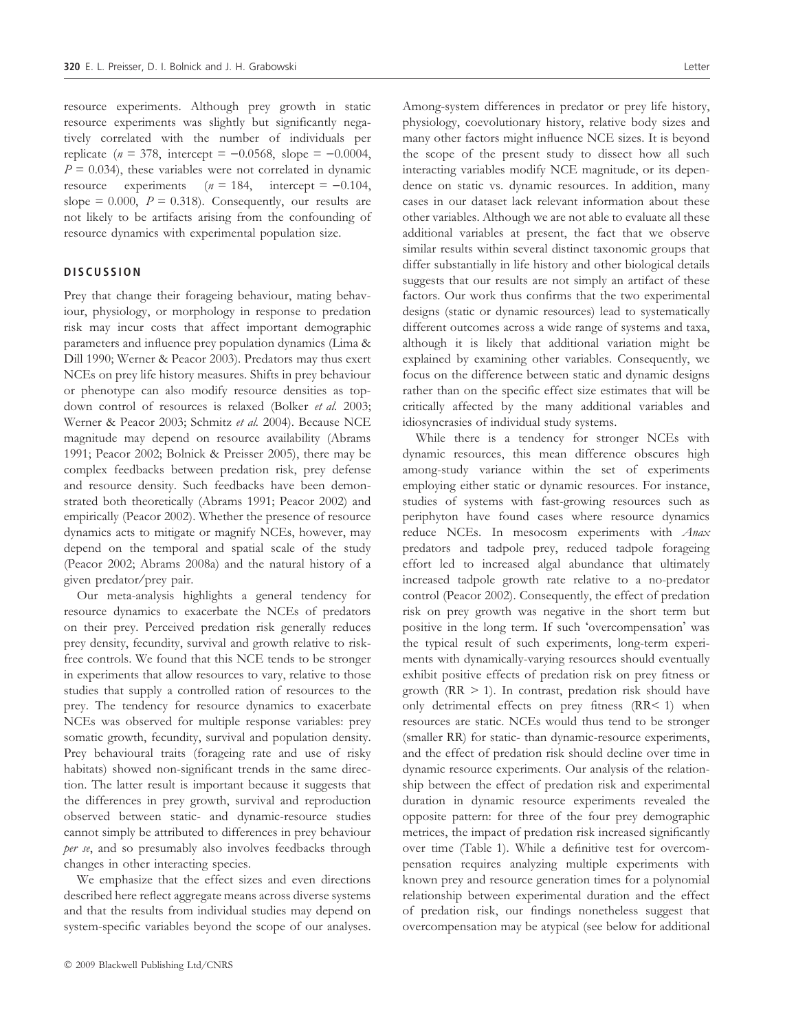resource experiments. Although prey growth in static resource experiments was slightly but significantly negatively correlated with the number of individuals per replicate ($n = 378$, intercept $= -0.0568$, slope $= -0.0004$, $P = 0.034$), these variables were not correlated in dynamic resource experiments ($n = 184$, intercept $= -0.104$, slope $= 0.000$, $P = 0.318$). Consequently, our results are not likely to be artifacts arising from the confounding of resource dynamics with experimental population size.

## DISCUSSION

Prey that change their forageing behaviour, mating behaviour, physiology, or morphology in response to predation risk may incur costs that affect important demographic parameters and influence prey population dynamics (Lima & Dill 1990; Werner & Peacor 2003). Predators may thus exert NCEs on prey life history measures. Shifts in prey behaviour or phenotype can also modify resource densities as top-down control of resources is relaxed (Bolker *et al.* 2003; Werner & Peacor 2003; Schmitz *et al.* 2004). Because NCE magnitude may depend on resource availability (Abrams 1991; Peacor 2002; Bolnick & Preisser 2005), there may be complex feedbacks between predation risk, prey defense and resource density. Such feedbacks have been demonstrated both theoretically (Abrams 1991; Peacor 2002) and empirically (Peacor 2002). Whether the presence of resource dynamics acts to mitigate or magnify NCEs, however, may depend on the temporal and spatial scale of the study (Peacor 2002; Abrams 2008a) and the natural history of a given predator/prey pair.

Our meta-analysis highlights a general tendency for resource dynamics to exacerbate the NCEs of predators on their prey. Perceived predation risk generally reduces prey density, fecundity, survival and growth relative to risk-free controls. We found that this NCE tends to be stronger in experiments that allow resources to vary, relative to those studies that supply a controlled ration of resources to the prey. The tendency for resource dynamics to exacerbate NCEs was observed for multiple response variables: prey somatic growth, fecundity, survival and population density. Prey behavioural traits (forageing rate and use of risky habitats) showed non-significant trends in the same direction. The latter result is important because it suggests that the differences in prey growth, survival and reproduction observed between static- and dynamic-resource studies cannot simply be attributed to differences in prey behaviour *per se*, and so presumably also involves feedbacks through changes in other interacting species.

We emphasize that the effect sizes and even directions described here reflect aggregate means across diverse systems and that the results from individual studies may depend on system-specific variables beyond the scope of our analyses. Among-system differences in predator or prey life history, physiology, coevolutionary history, relative body sizes and many other factors might influence NCE sizes. It is beyond the scope of the present study to dissect how all such interacting variables modify NCE magnitude, or its dependence on static vs. dynamic resources. In addition, many cases in our dataset lack relevant information about these other variables. Although we are not able to evaluate all these additional variables at present, the fact that we observe similar results within several distinct taxonomic groups that differ substantially in life history and other biological details suggests that our results are not simply an artifact of these factors. Our work thus confirms that the two experimental designs (static or dynamic resources) lead to systematically different outcomes across a wide range of systems and taxa, although it is likely that additional variation might be explained by examining other variables. Consequently, we focus on the difference between static and dynamic designs rather than on the specific effect size estimates that will be critically affected by the many additional variables and idiosyncrasies of individual study systems.

While there is a tendency for stronger NCEs with dynamic resources, this mean difference obscures high among-study variance within the set of experiments employing either static or dynamic resources. For instance, studies of systems with fast-growing resources such as periphyton have found cases where resource dynamics reduce NCEs. In mesocosm experiments with *Anax* predators and tadpole prey, reduced tadpole forageing effort led to increased algal abundance that ultimately increased tadpole growth rate relative to a no-predator control (Peacor 2002). Consequently, the effect of predation risk on prey growth was negative in the short term but positive in the long term. If such 'overcompensation' was the typical result of such experiments, long-term experiments with dynamically-varying resources should eventually exhibit positive effects of predation risk on prey fitness or growth (RR $> 1$). In contrast, predation risk should have only detrimental effects on prey fitness (RR$< 1$) when resources are static. NCEs would thus tend to be stronger (smaller RR) for static- than dynamic-resource experiments, and the effect of predation risk should decline over time in dynamic resource experiments. Our analysis of the relationship between the effect of predation risk and experimental duration in dynamic resource experiments revealed the opposite pattern: for three of the four prey demographic metrices, the impact of predation risk increased significantly over time (Table 1). While a definitive test for overcompensation requires analyzing multiple experiments with known prey and resource generation times for a polynomial relationship between experimental duration and the effect of predation risk, our findings nonetheless suggest that overcompensation may be atypical (see below for additional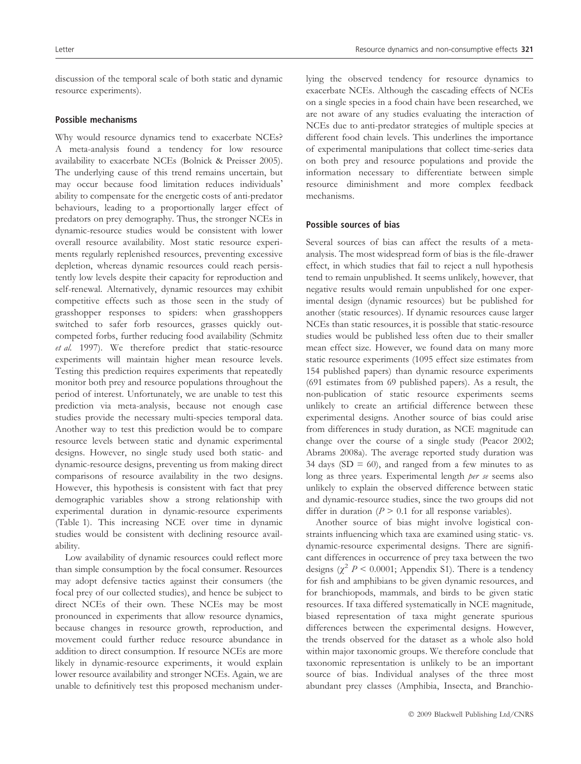discussion of the temporal scale of both static and dynamic resource experiments).

### Possible mechanisms

Why would resource dynamics tend to exacerbate NCEs? A meta-analysis found a tendency for low resource availability to exacerbate NCEs (Bolnick & Preisser 2005). The underlying cause of this trend remains uncertain, but may occur because food limitation reduces individuals' ability to compensate for the energetic costs of anti-predator behaviours, leading to a proportionally larger effect of predators on prey demography. Thus, the stronger NCEs in dynamic-resource studies would be consistent with lower overall resource availability. Most static resource experiments regularly replenished resources, preventing excessive depletion, whereas dynamic resources could reach persistently low levels despite their capacity for reproduction and self-renewal. Alternatively, dynamic resources may exhibit competitive effects such as those seen in the study of grasshopper responses to spiders: when grasshoppers switched to safer forb resources, grasses quickly outcompeted forbs, further reducing food availability (Schmitz *et al.* 1997). We therefore predict that static-resource experiments will maintain higher mean resource levels. Testing this prediction requires experiments that repeatedly monitor both prey and resource populations throughout the period of interest. Unfortunately, we are unable to test this prediction via meta-analysis, because not enough case studies provide the necessary multi-species temporal data. Another way to test this prediction would be to compare resource levels between static and dynamic experimental designs. However, no single study used both static- and dynamic-resource designs, preventing us from making direct comparisons of resource availability in the two designs. However, this hypothesis is consistent with fact that prey demographic variables show a strong relationship with experimental duration in dynamic-resource experiments (Table 1). This increasing NCE over time in dynamic studies would be consistent with declining resource availability.

Low availability of dynamic resources could reflect more than simple consumption by the focal consumer. Resources may adopt defensive tactics against their consumers (the focal prey of our collected studies), and hence be subject to direct NCEs of their own. These NCEs may be most pronounced in experiments that allow resource dynamics, because changes in resource growth, reproduction, and movement could further reduce resource abundance in addition to direct consumption. If resource NCEs are more likely in dynamic-resource experiments, it would explain lower resource availability and stronger NCEs. Again, we are unable to definitively test this proposed mechanism underlying the observed tendency for resource dynamics to exacerbate NCEs. Although the cascading effects of NCEs on a single species in a food chain have been researched, we are not aware of any studies evaluating the interaction of NCEs due to anti-predator strategies of multiple species at different food chain levels. This underlines the importance of experimental manipulations that collect time-series data on both prey and resource populations and provide the information necessary to differentiate between simple resource diminishment and more complex feedback mechanisms.

### Possible sources of bias

Several sources of bias can affect the results of a meta-analysis. The most widespread form of bias is the file-drawer effect, in which studies that fail to reject a null hypothesis tend to remain unpublished. It seems unlikely, however, that negative results would remain unpublished for one experimental design (dynamic resources) but be published for another (static resources). If dynamic resources cause larger NCEs than static resources, it is possible that static-resource studies would be published less often due to their smaller mean effect size. However, we found data on many more static resource experiments (1095 effect size estimates from 154 published papers) than dynamic resource experiments (691 estimates from 69 published papers). As a result, the non-publication of static resource experiments seems unlikely to create an artificial difference between these experimental designs. Another source of bias could arise from differences in study duration, as NCE magnitude can change over the course of a single study (Peacor 2002; Abrams 2008a). The average reported study duration was 34 days (SD = 60), and ranged from a few minutes to as long as three years. Experimental length *per se* seems also unlikely to explain the observed difference between static and dynamic-resource studies, since the two groups did not differ in duration ($P > 0.1$ for all response variables).

Another source of bias might involve logistical constraints influencing which taxa are examined using static- vs. dynamic-resource experimental designs. There are significant differences in occurrence of prey taxa between the two designs ($\chi^2$ $P < 0.0001$; Appendix S1). There is a tendency for fish and amphibians to be given dynamic resources, and for branchiopods, mammals, and birds to be given static resources. If taxa differed systematically in NCE magnitude, biased representation of taxa might generate spurious differences between the experimental designs. However, the trends observed for the dataset as a whole also hold within major taxonomic groups. We therefore conclude that taxonomic representation is unlikely to be an important source of bias. Individual analyses of the three most abundant prey classes (Amphibia, Insecta, and Branchio-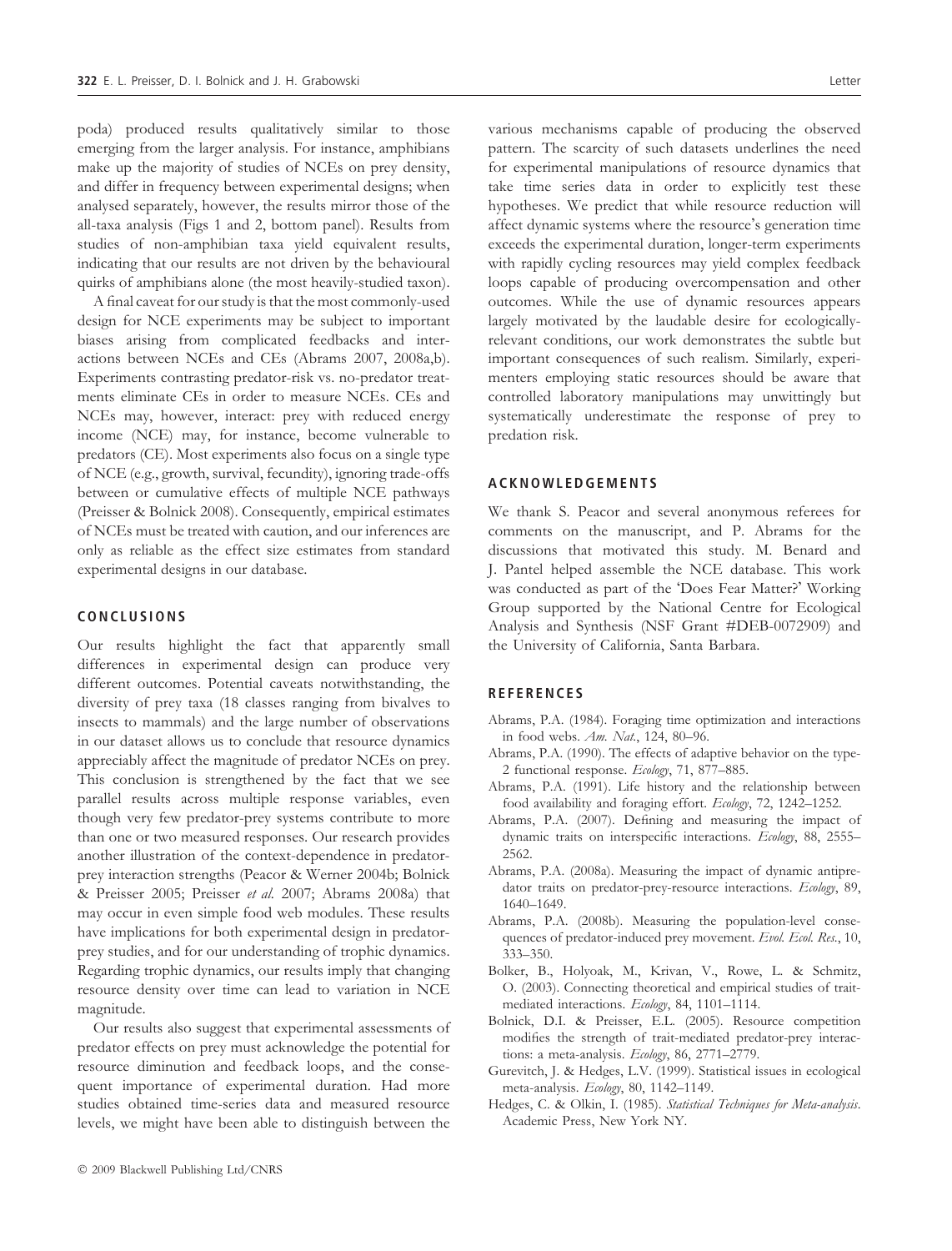poda) produced results qualitatively similar to those emerging from the larger analysis. For instance, amphibians make up the majority of studies of NCEs on prey density, and differ in frequency between experimental designs; when analysed separately, however, the results mirror those of the all-taxa analysis (Figs 1 and 2, bottom panel). Results from studies of non-amphibian taxa yield equivalent results, indicating that our results are not driven by the behavioural quirks of amphibians alone (the most heavily-studied taxon).

A final caveat for our study is that the most commonly-used design for NCE experiments may be subject to important biases arising from complicated feedbacks and interactions between NCEs and CEs (Abrams 2007, 2008a,b). Experiments contrasting predator-risk vs. no-predator treatments eliminate CEs in order to measure NCEs. CEs and NCEs may, however, interact: prey with reduced energy income (NCE) may, for instance, become vulnerable to predators (CE). Most experiments also focus on a single type of NCE (e.g., growth, survival, fecundity), ignoring trade-offs between or cumulative effects of multiple NCE pathways (Preisser & Bolnick 2008). Consequently, empirical estimates of NCEs must be treated with caution, and our inferences are only as reliable as the effect size estimates from standard experimental designs in our database.

## CONCLUSIONS

Our results highlight the fact that apparently small differences in experimental design can produce very different outcomes. Potential caveats notwithstanding, the diversity of prey taxa (18 classes ranging from bivalves to insects to mammals) and the large number of observations in our dataset allows us to conclude that resource dynamics appreciably affect the magnitude of predator NCEs on prey. This conclusion is strengthened by the fact that we see parallel results across multiple response variables, even though very few predator-prey systems contribute to more than one or two measured responses. Our research provides another illustration of the context-dependence in predator-prey interaction strengths (Peacor & Werner 2004b; Bolnick & Preisser 2005; Preisser *et al.* 2007; Abrams 2008a) that may occur in even simple food web modules. These results have implications for both experimental design in predator-prey studies, and for our understanding of trophic dynamics. Regarding trophic dynamics, our results imply that changing resource density over time can lead to variation in NCE magnitude.

Our results also suggest that experimental assessments of predator effects on prey must acknowledge the potential for resource diminution and feedback loops, and the consequent importance of experimental duration. Had more studies obtained time-series data and measured resource levels, we might have been able to distinguish between the various mechanisms capable of producing the observed pattern. The scarcity of such datasets underlines the need for experimental manipulations of resource dynamics that take time series data in order to explicitly test these hypotheses. We predict that while resource reduction will affect dynamic systems where the resource's generation time exceeds the experimental duration, longer-term experiments with rapidly cycling resources may yield complex feedback loops capable of producing overcompensation and other outcomes. While the use of dynamic resources appears largely motivated by the laudable desire for ecologically-relevant conditions, our work demonstrates the subtle but important consequences of such realism. Similarly, experimenters employing static resources should be aware that controlled laboratory manipulations may unwittingly but systematically underestimate the response of prey to predation risk.

## ACKNOWLEDGEMENTS

We thank S. Peacor and several anonymous referees for comments on the manuscript, and P. Abrams for the discussions that motivated this study. M. Benard and J. Pantel helped assemble the NCE database. This work was conducted as part of the 'Does Fear Matter?' Working Group supported by the National Centre for Ecological Analysis and Synthesis (NSF Grant #DEB-0072909) and the University of California, Santa Barbara.

## REFERENCES

Abrams, P.A. (1984). Foraging time optimization and interactions in food webs. *Am. Nat.*, 124, 80–96.

Abrams, P.A. (1990). The effects of adaptive behavior on the type-2 functional response. *Ecology*, 71, 877–885.

Abrams, P.A. (1991). Life history and the relationship between food availability and foraging effort. *Ecology*, 72, 1242–1252.

Abrams, P.A. (2007). Defining and measuring the impact of dynamic traits on interspecific interactions. *Ecology*, 88, 2555–2562.

Abrams, P.A. (2008a). Measuring the impact of dynamic antipredator traits on predator-prey-resource interactions. *Ecology*, 89, 1640–1649.

Abrams, P.A. (2008b). Measuring the population-level consequences of predator-induced prey movement. *Evol. Ecol. Res.*, 10, 333–350.

Bolker, B., Holyoak, M., Krivan, V., Rowe, L. & Schmitz, O. (2003). Connecting theoretical and empirical studies of trait-mediated interactions. *Ecology*, 84, 1101–1114.

Bolnick, D.I. & Preisser, E.L. (2005). Resource competition modifies the strength of trait-mediated predator-prey interactions: a meta-analysis. *Ecology*, 86, 2771–2779.

Gurevitch, J. & Hedges, L.V. (1999). Statistical issues in ecological meta-analysis. *Ecology*, 80, 1142–1149.

Hedges, C. & Olkin, I. (1985). *Statistical Techniques for Meta-analysis*. Academic Press, New York NY.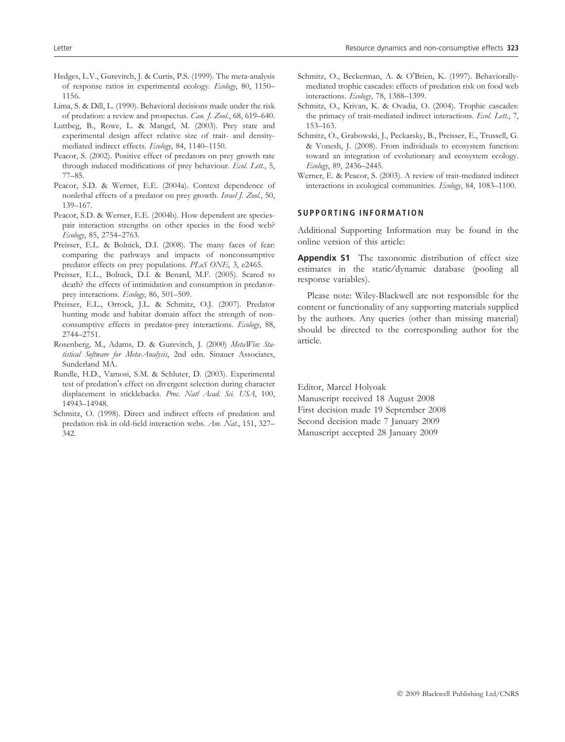Hedges, L.V., Gurevitch, J. & Curtis, P.S. (1999). The meta-analysis of response ratios in experimental ecology. *Ecology*, 80, 1150–1156.

Lima, S. & Dill, L. (1990). Behavioral decisions made under the risk of predation: a review and prospectus. *Can. J. Zool.*, 68, 619–640.

Luttbeg, B., Rowe, L. & Mangel, M. (2003). Prey state and experimental design affect relative size of trait- and density-mediated indirect effects. *Ecology*, 84, 1140–1150.

Peacor, S. (2002). Positive effect of predators on prey growth rate through induced modifications of prey behaviour. *Ecol. Lett.*, 5, 77–85.

Peacor, S.D. & Werner, E.E. (2004a). Context dependence of nonlethal effects of a predator on prey growth. *Israel J. Zool.*, 50, 139–167.

Peacor, S.D. & Werner, E.E. (2004b). How dependent are species-pair interaction strengths on other species in the food web? *Ecology*, 85, 2754–2763.

Preisser, E.L. & Bolnick, D.I. (2008). The many faces of fear: comparing the pathways and impacts of nonconsumptive predator effects on prey populations. *PLoS ONE*, 3, e2465.

Preisser, E.L., Bolnick, D.I. & Benard, M.F. (2005). Scared to death? the effects of intimidation and consumption in predator-prey interactions. *Ecology*, 86, 501–509.

Preisser, E.L., Orrock, J.L. & Schmitz, O.J. (2007). Predator hunting mode and habitat domain affect the strength of non-consumptive effects in predator-prey interactions. *Ecology*, 88, 2744–2751.

Rosenberg, M., Adams, D. & Gurevitch, J. (2000) *MetaWin: Statistical Software for Meta-Analysis*, 2nd edn. Sinauer Associates, Sunderland MA.

Rundle, H.D., Vamosi, S.M. & Schluter, D. (2003). Experimental test of predation's effect on divergent selection during character displacement in sticklebacks. *Proc. Natl Acad. Sci. USA*, 100, 14943–14948.

Schmitz, O. (1998). Direct and indirect effects of predation and predation risk in old-field interaction webs. *Am. Nat.*, 151, 327–342.

Schmitz, O., Beckerman, A. & O'Brien, K. (1997). Behaviorally-mediated trophic cascades: effects of predation risk on food web interactions. *Ecology*, 78, 1388–1399.

Schmitz, O., Krivan, K. & Ovadia, O. (2004). Trophic cascades: the primacy of trait-mediated indirect interactions. *Ecol. Lett.*, 7, 153–163.

Schmitz, O., Grabowski, J., Peckarsky, B., Preisser, E., Trussell, G. & Vonesh, J. (2008). From individuals to ecosystem function: toward an integration of evolutionary and ecosystem ecology. *Ecology*, 89, 2436–2445.

Werner, E. & Peacor, S. (2003). A review of trait-mediated indirect interactions in ecological communities. *Ecology*, 84, 1083–1100.

## SUPPORTING INFORMATION

Additional Supporting Information may be found in the online version of this article:

**Appendix S1** The taxonomic distribution of effect size estimates in the static/dynamic database (pooling all response variables).

Please note: Wiley-Blackwell are not responsible for the content or functionality of any supporting materials supplied by the authors. Any queries (other than missing material) should be directed to the corresponding author for the article.

Editor, Marcel Holyoak
Manuscript received 18 August 2008
First decision made 19 September 2008
Second decision made 7 January 2009
Manuscript accepted 28 January 2009